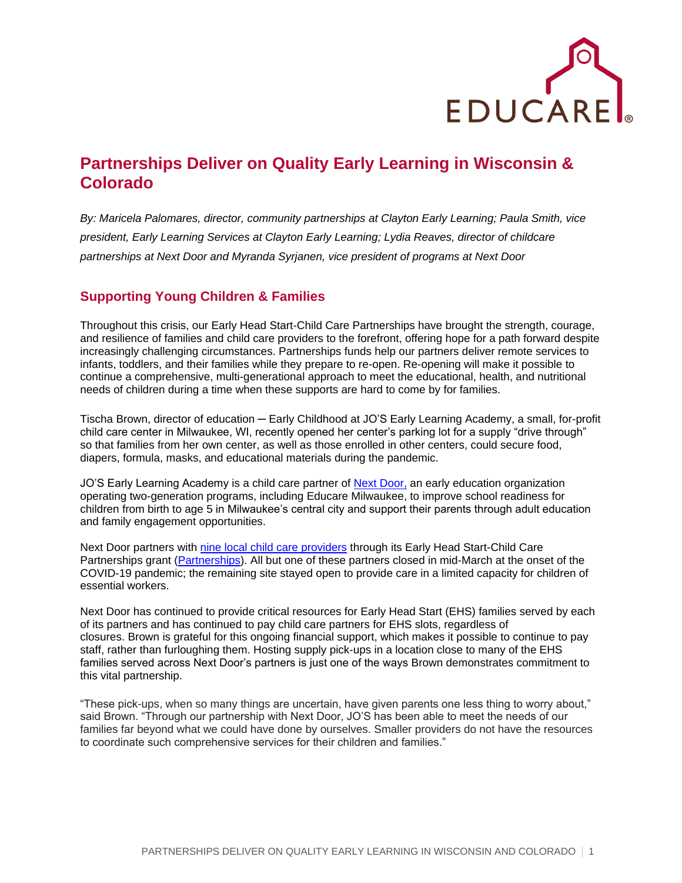# Partnerships Deliver on Quality Early Learning in Wisconsin & Colorado

*By: Maricela Palomares, director, community partnerships at Clayton Early Learning; Paula Smith, vice president, Early Learning Services at Clayton Early Learning; Lydia Reaves, director of childcare partnerships at Next Door and Myranda Syrjanen, vice president of programs at Next Door*

## Supporting Young Children & Families

Throughout this crisis, our Early Head Start-Child Care Partnerships have brought the strength, courage, and resilience of families and child care providers to the forefront, offering hope for a path forward despite increasingly challenging circumstances. Partnerships funds help our partners deliver remote services to infants, toddlers, and their families while they prepare to re-open. Re-opening will make it possible to continue a comprehensive, multi-generational approach to meet the educational, health, and nutritional needs of children during a time when these supports are hard to come by for families.

Tischa Brown, director of education ─ Early Childhood at JO'S Early Learning Academy, a small, for-profit child care center in Milwaukee, WI, recently opened her center's parking lot for a supply "drive through" so that families from her own center, as well as those enrolled in other centers, could secure food, diapers, formula, masks, and educational materials during the pandemic.

JO'S Early Learning Academy is a child care partner of Next Door, an early education organization operating two-generation programs, including Educare Milwaukee, to improve school readiness for children from birth to age 5 in Milwaukee's central city and support their parents through adult education and family engagement opportunities.

Next Door partners with nine local child care providers through its Early Head Start-Child Care Partnerships grant (Partnerships). All but one of these partners closed in mid-March at the onset of the COVID-19 pandemic; the remaining site stayed open to provide care in a limited capacity for children of essential workers.

Next Door has continued to provide critical resources for Early Head Start (EHS) families served by each of its partners and has continued to pay child care partners for EHS slots, regardless of closures. Brown is grateful for this ongoing financial support, which makes it possible to continue to pay staff, rather than furloughing them. Hosting supply pick-ups in a location close to many of the EHS families served across Next Door's partners is just one of the ways Brown demonstrates commitment to this vital partnership.

"These pick-ups, when so many things are uncertain, have given parents one less thing to worry about," said Brown. "Through our partnership with Next Door, JO'S has been able to meet the needs of our families far beyond what we could have done by ourselves. Smaller providers do not have the resources to coordinate such comprehensive services for their children and families."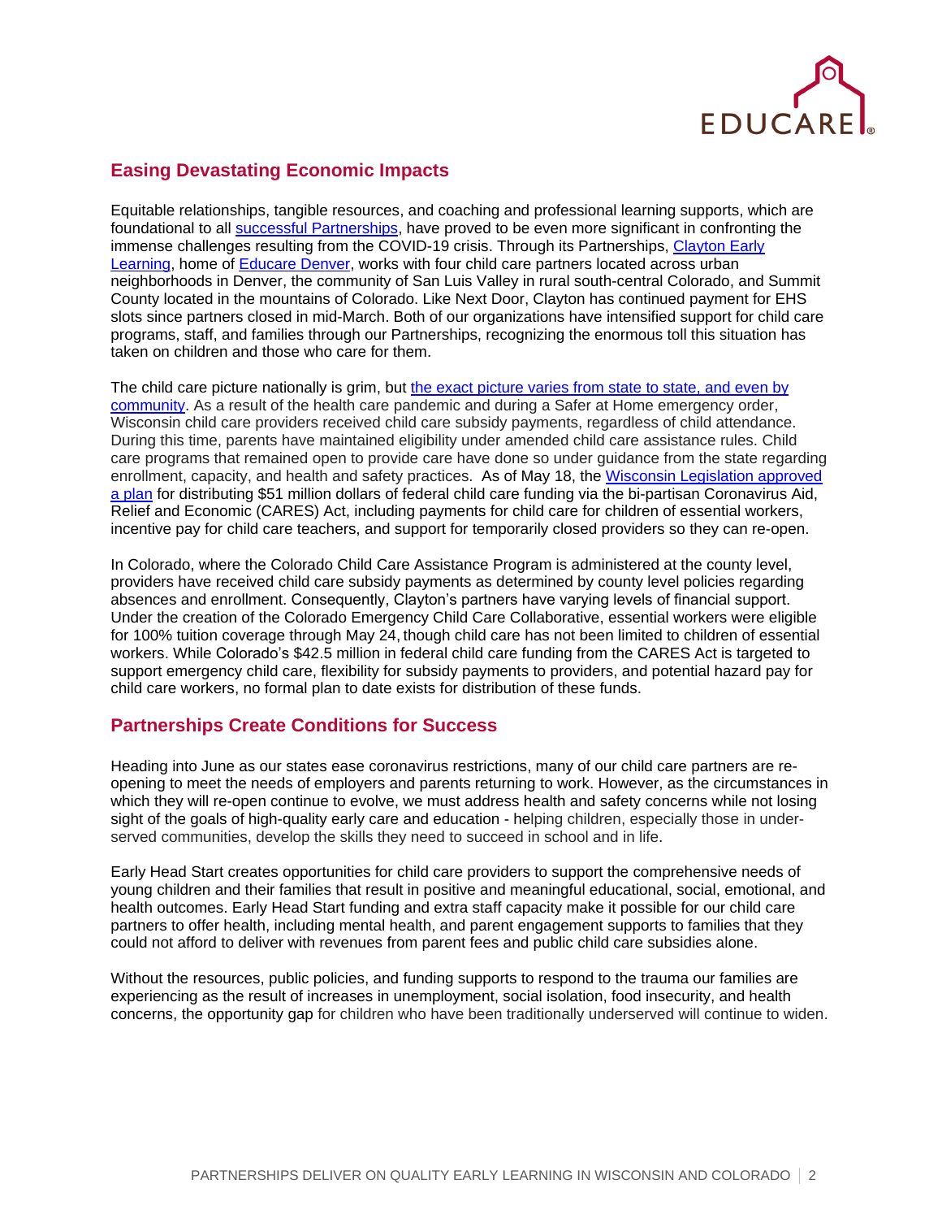## Easing Devastating Economic Impacts

Equitable relationships, tangible resources, and coaching and professional learning supports, which are foundational to all successful Partnerships, have proved to be even more significant in confronting the immense challenges resulting from the COVID-19 crisis. Through its Partnerships, Clayton Early Learning, home of Educare Denver, works with four child care partners located across urban neighborhoods in Denver, the community of San Luis Valley in rural south-central Colorado, and Summit County located in the mountains of Colorado. Like Next Door, Clayton has continued payment for EHS slots since partners closed in mid-March. Both of our organizations have intensified support for child care programs, staff, and families through our Partnerships, recognizing the enormous toll this situation has taken on children and those who care for them.

The child care picture nationally is grim, but the exact picture varies from state to state, and even by community. As a result of the health care pandemic and during a Safer at Home emergency order, Wisconsin child care providers received child care subsidy payments, regardless of child attendance. During this time, parents have maintained eligibility under amended child care assistance rules. Child care programs that remained open to provide care have done so under guidance from the state regarding enrollment, capacity, and health and safety practices. As of May 18, the Wisconsin Legislation approved a plan for distributing $51 million dollars of federal child care funding via the bi-partisan Coronavirus Aid, Relief and Economic (CARES) Act, including payments for child care for children of essential workers, incentive pay for child care teachers, and support for temporarily closed providers so they can re-open.

In Colorado, where the Colorado Child Care Assistance Program is administered at the county level, providers have received child care subsidy payments as determined by county level policies regarding absences and enrollment. Consequently, Clayton's partners have varying levels of financial support. Under the creation of the Colorado Emergency Child Care Collaborative, essential workers were eligible for 100% tuition coverage through May 24, though child care has not been limited to children of essential workers. While Colorado's $42.5 million in federal child care funding from the CARES Act is targeted to support emergency child care, flexibility for subsidy payments to providers, and potential hazard pay for child care workers, no formal plan to date exists for distribution of these funds.

## Partnerships Create Conditions for Success

Heading into June as our states ease coronavirus restrictions, many of our child care partners are re-opening to meet the needs of employers and parents returning to work. However, as the circumstances in which they will re-open continue to evolve, we must address health and safety concerns while not losing sight of the goals of high-quality early care and education - helping children, especially those in under-served communities, develop the skills they need to succeed in school and in life.

Early Head Start creates opportunities for child care providers to support the comprehensive needs of young children and their families that result in positive and meaningful educational, social, emotional, and health outcomes. Early Head Start funding and extra staff capacity make it possible for our child care partners to offer health, including mental health, and parent engagement supports to families that they could not afford to deliver with revenues from parent fees and public child care subsidies alone.

Without the resources, public policies, and funding supports to respond to the trauma our families are experiencing as the result of increases in unemployment, social isolation, food insecurity, and health concerns, the opportunity gap for children who have been traditionally underserved will continue to widen.